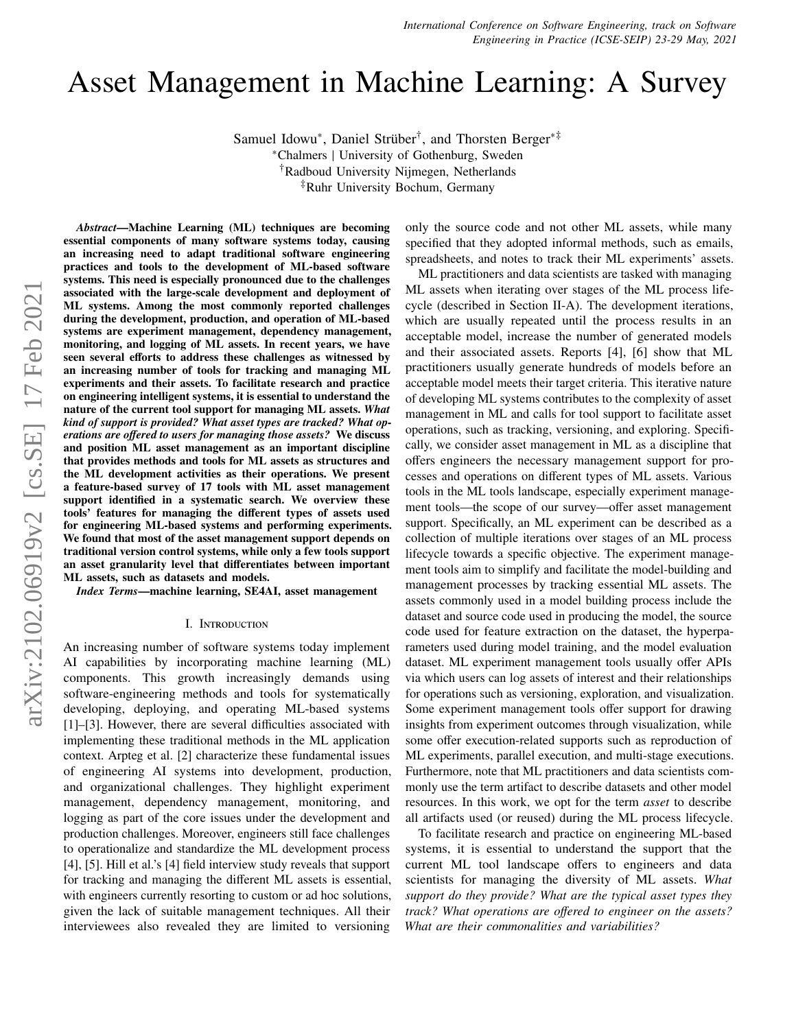# Asset Management in Machine Learning: A Survey

Samuel Idowu*, Daniel Strüber†, and Thorsten Berger*‡

*Chalmers | University of Gothenburg, Sweden

†Radboud University Nijmegen, Netherlands

‡Ruhr University Bochum, Germany

***Abstract*—Machine Learning (ML) techniques are becoming essential components of many software systems today, causing an increasing need to adapt traditional software engineering practices and tools to the development of ML-based software systems. This need is especially pronounced due to the challenges associated with the large-scale development and deployment of ML systems. Among the most commonly reported challenges during the development, production, and operation of ML-based systems are experiment management, dependency management, monitoring, and logging of ML assets. In recent years, we have seen several efforts to address these challenges as witnessed by an increasing number of tools for tracking and managing ML experiments and their assets. To facilitate research and practice on engineering intelligent systems, it is essential to understand the nature of the current tool support for managing ML assets. *What kind of support is provided? What asset types are tracked? What operations are offered to users for managing those assets?* We discuss and position ML asset management as an important discipline that provides methods and tools for ML assets as structures and the ML development activities as their operations. We present a feature-based survey of 17 tools with ML asset management support identified in a systematic search. We overview these tools' features for managing the different types of assets used for engineering ML-based systems and performing experiments. We found that most of the asset management support depends on traditional version control systems, while only a few tools support an asset granularity level that differentiates between important ML assets, such as datasets and models.**

***Index Terms*—machine learning, SE4AI, asset management**

## I. Introduction

An increasing number of software systems today implement AI capabilities by incorporating machine learning (ML) components. This growth increasingly demands using software-engineering methods and tools for systematically developing, deploying, and operating ML-based systems [1]–[3]. However, there are several difficulties associated with implementing these traditional methods in the ML application context. Arpteg et al. [2] characterize these fundamental issues of engineering AI systems into development, production, and organizational challenges. They highlight experiment management, dependency management, monitoring, and logging as part of the core issues under the development and production challenges. Moreover, engineers still face challenges to operationalize and standardize the ML development process [4], [5]. Hill et al.'s [4] field interview study reveals that support for tracking and managing the different ML assets is essential, with engineers currently resorting to custom or ad hoc solutions, given the lack of suitable management techniques. All their interviewees also revealed they are limited to versioning only the source code and not other ML assets, while many specified that they adopted informal methods, such as emails, spreadsheets, and notes to track their ML experiments' assets.

ML practitioners and data scientists are tasked with managing ML assets when iterating over stages of the ML process lifecycle (described in Section II-A). The development iterations, which are usually repeated until the process results in an acceptable model, increase the number of generated models and their associated assets. Reports [4], [6] show that ML practitioners usually generate hundreds of models before an acceptable model meets their target criteria. This iterative nature of developing ML systems contributes to the complexity of asset management in ML and calls for tool support to facilitate asset operations, such as tracking, versioning, and exploring. Specifically, we consider asset management in ML as a discipline that offers engineers the necessary management support for processes and operations on different types of ML assets. Various tools in the ML tools landscape, especially experiment management tools—the scope of our survey—offer asset management support. Specifically, an ML experiment can be described as a collection of multiple iterations over stages of an ML process lifecycle towards a specific objective. The experiment management tools aim to simplify and facilitate the model-building and management processes by tracking essential ML assets. The assets commonly used in a model building process include the dataset and source code used in producing the model, the source code used for feature extraction on the dataset, the hyperparameters used during model training, and the model evaluation dataset. ML experiment management tools usually offer APIs via which users can log assets of interest and their relationships for operations such as versioning, exploration, and visualization. Some experiment management tools offer support for drawing insights from experiment outcomes through visualization, while some offer execution-related supports such as reproduction of ML experiments, parallel execution, and multi-stage executions. Furthermore, note that ML practitioners and data scientists commonly use the term artifact to describe datasets and other model resources. In this work, we opt for the term *asset* to describe all artifacts used (or reused) during the ML process lifecycle.

To facilitate research and practice on engineering ML-based systems, it is essential to understand the support that the current ML tool landscape offers to engineers and data scientists for managing the diversity of ML assets. *What support do they provide? What are the typical asset types they track? What operations are offered to engineer on the assets? What are their commonalities and variabilities?*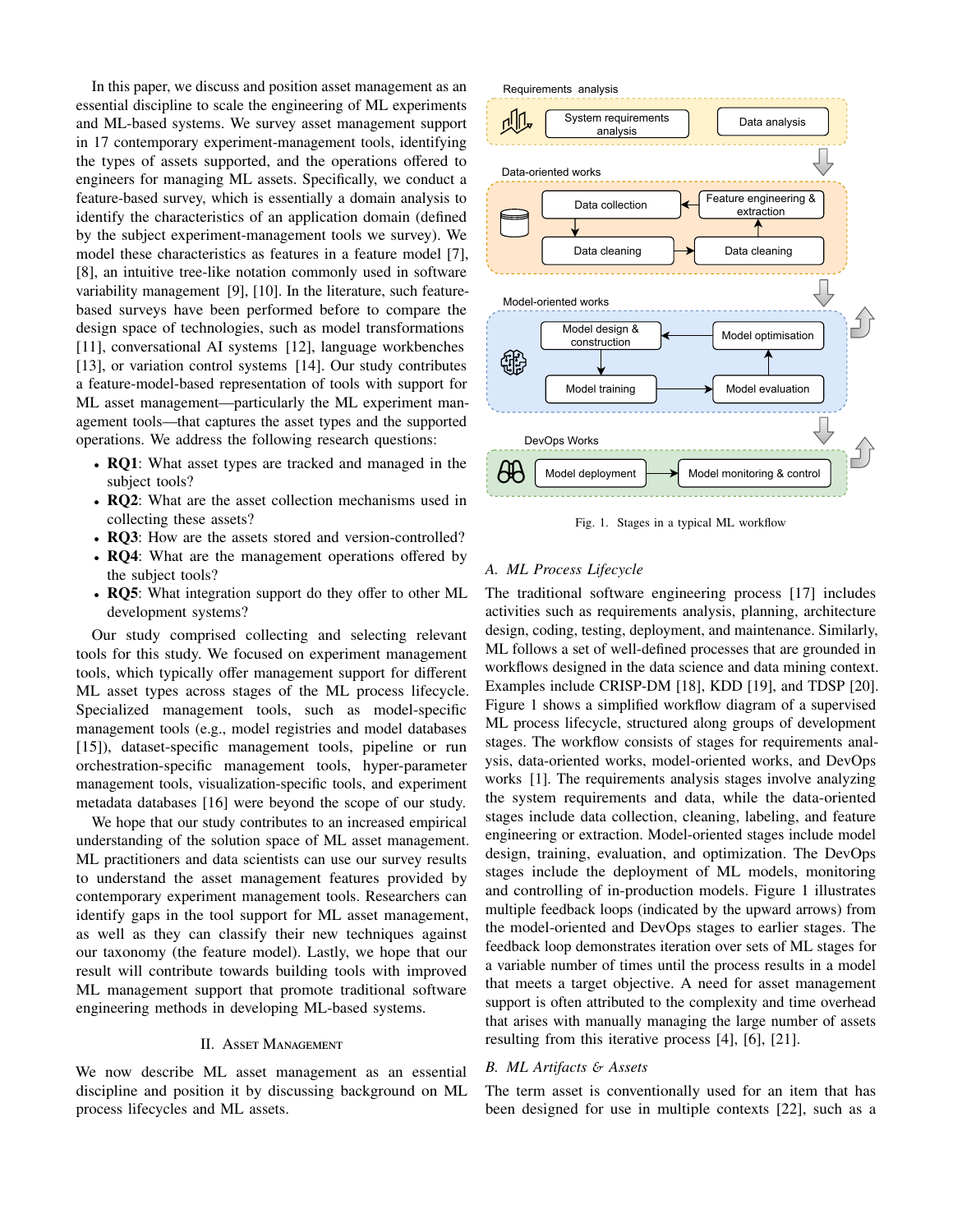In this paper, we discuss and position asset management as an essential discipline to scale the engineering of ML experiments and ML-based systems. We survey asset management support in 17 contemporary experiment-management tools, identifying the types of assets supported, and the operations offered to engineers for managing ML assets. Specifically, we conduct a feature-based survey, which is essentially a domain analysis to identify the characteristics of an application domain (defined by the subject experiment-management tools we survey). We model these characteristics as features in a feature model [7], [8], an intuitive tree-like notation commonly used in software variability management [9], [10]. In the literature, such feature-based surveys have been performed before to compare the design space of technologies, such as model transformations [11], conversational AI systems [12], language workbenches [13], or variation control systems [14]. Our study contributes a feature-model-based representation of tools with support for ML asset management—particularly the ML experiment management tools—that captures the asset types and the supported operations. We address the following research questions:

- **RQ1**: What asset types are tracked and managed in the subject tools?
- **RQ2**: What are the asset collection mechanisms used in collecting these assets?
- **RQ3**: How are the assets stored and version-controlled?
- **RQ4**: What are the management operations offered by the subject tools?
- **RQ5**: What integration support do they offer to other ML development systems?

Our study comprised collecting and selecting relevant tools for this study. We focused on experiment management tools, which typically offer management support for different ML asset types across stages of the ML process lifecycle. Specialized management tools, such as model-specific management tools (e.g., model registries and model databases [15]), dataset-specific management tools, pipeline or run orchestration-specific management tools, hyper-parameter management tools, visualization-specific tools, and experiment metadata databases [16] were beyond the scope of our study.

We hope that our study contributes to an increased empirical understanding of the solution space of ML asset management. ML practitioners and data scientists can use our survey results to understand the asset management features provided by contemporary experiment management tools. Researchers can identify gaps in the tool support for ML asset management, as well as they can classify their new techniques against our taxonomy (the feature model). Lastly, we hope that our result will contribute towards building tools with improved ML management support that promote traditional software engineering methods in developing ML-based systems.

## II. Asset Management

We now describe ML asset management as an essential discipline and position it by discussing background on ML process lifecycles and ML assets.

Requirements analysis: System requirements analysis → Data analysis

Data-oriented works: Data collection, Feature engineering & extraction, Data cleaning, Data cleaning

Model-oriented works: Model design & construction, Model optimisation, Model training, Model evaluation

DevOps Works: Model deployment → Model monitoring & control

Fig. 1. Stages in a typical ML workflow

### A. ML Process Lifecycle

The traditional software engineering process [17] includes activities such as requirements analysis, planning, architecture design, coding, testing, deployment, and maintenance. Similarly, ML follows a set of well-defined processes that are grounded in workflows designed in the data science and data mining context. Examples include CRISP-DM [18], KDD [19], and TDSP [20]. Figure 1 shows a simplified workflow diagram of a supervised ML process lifecycle, structured along groups of development stages. The workflow consists of stages for requirements analysis, data-oriented works, model-oriented works, and DevOps works [1]. The requirements analysis stages involve analyzing the system requirements and data, while the data-oriented stages include data collection, cleaning, labeling, and feature engineering or extraction. Model-oriented stages include model design, training, evaluation, and optimization. The DevOps stages include the deployment of ML models, monitoring and controlling of in-production models. Figure 1 illustrates multiple feedback loops (indicated by the upward arrows) from the model-oriented and DevOps stages to earlier stages. The feedback loop demonstrates iteration over sets of ML stages for a variable number of times until the process results in a model that meets a target objective. A need for asset management support is often attributed to the complexity and time overhead that arises with manually managing the large number of assets resulting from this iterative process [4], [6], [21].

### B. ML Artifacts & Assets

The term asset is conventionally used for an item that has been designed for use in multiple contexts [22], such as a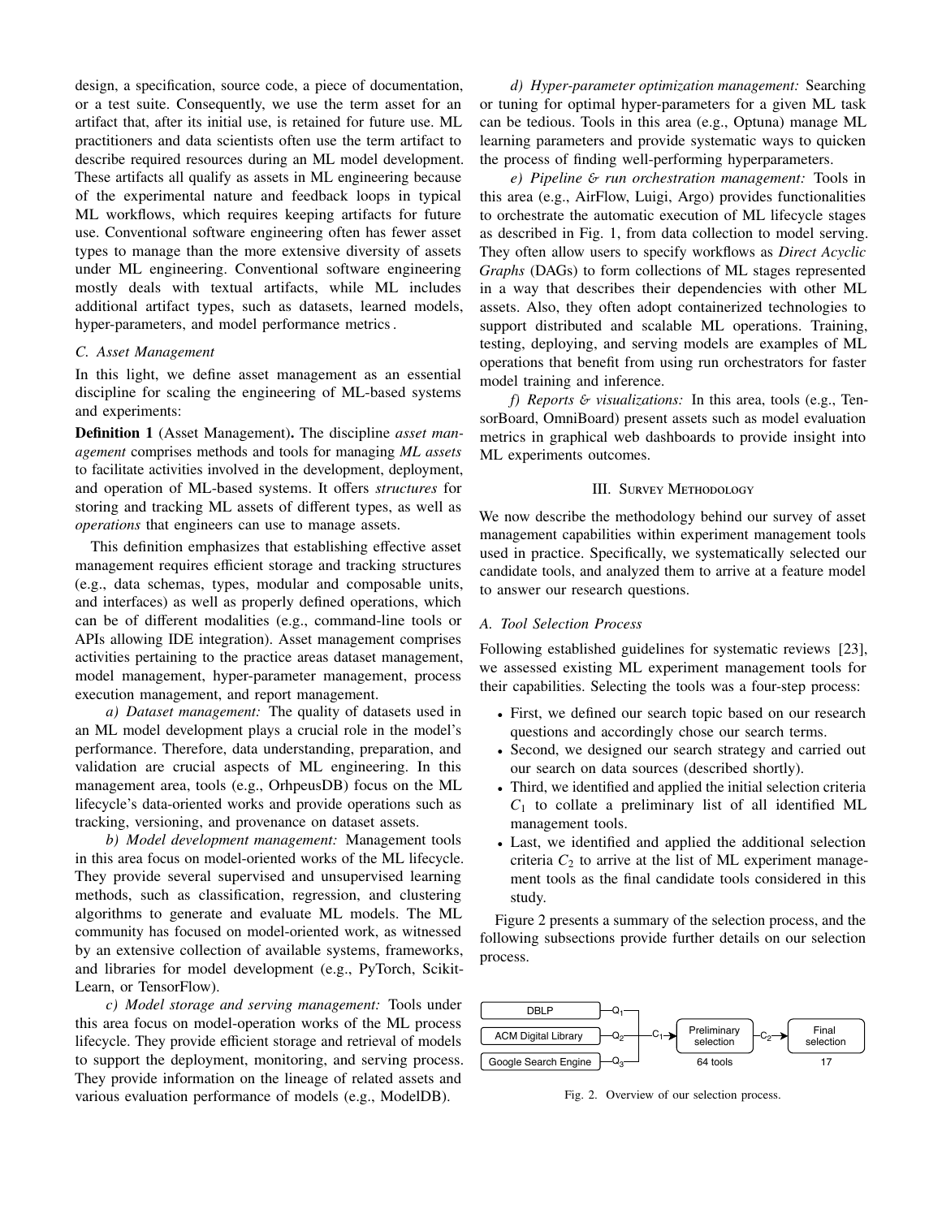design, a specification, source code, a piece of documentation, or a test suite. Consequently, we use the term asset for an artifact that, after its initial use, is retained for future use. ML practitioners and data scientists often use the term artifact to describe required resources during an ML model development. These artifacts all qualify as assets in ML engineering because of the experimental nature and feedback loops in typical ML workflows, which requires keeping artifacts for future use. Conventional software engineering often has fewer asset types to manage than the more extensive diversity of assets under ML engineering. Conventional software engineering mostly deals with textual artifacts, while ML includes additional artifact types, such as datasets, learned models, hyper-parameters, and model performance metrics.

### C. Asset Management

In this light, we define asset management as an essential discipline for scaling the engineering of ML-based systems and experiments:

**Definition 1** (Asset Management)**.** The discipline *asset management* comprises methods and tools for managing *ML assets* to facilitate activities involved in the development, deployment, and operation of ML-based systems. It offers *structures* for storing and tracking ML assets of different types, as well as *operations* that engineers can use to manage assets.

This definition emphasizes that establishing effective asset management requires efficient storage and tracking structures (e.g., data schemas, types, modular and composable units, and interfaces) as well as properly defined operations, which can be of different modalities (e.g., command-line tools or APIs allowing IDE integration). Asset management comprises activities pertaining to the practice areas dataset management, model management, hyper-parameter management, process execution management, and report management.

*a) Dataset management:* The quality of datasets used in an ML model development plays a crucial role in the model's performance. Therefore, data understanding, preparation, and validation are crucial aspects of ML engineering. In this management area, tools (e.g., OrhpeusDB) focus on the ML lifecycle's data-oriented works and provide operations such as tracking, versioning, and provenance on dataset assets.

*b) Model development management:* Management tools in this area focus on model-oriented works of the ML lifecycle. They provide several supervised and unsupervised learning methods, such as classification, regression, and clustering algorithms to generate and evaluate ML models. The ML community has focused on model-oriented work, as witnessed by an extensive collection of available systems, frameworks, and libraries for model development (e.g., PyTorch, Scikit-Learn, or TensorFlow).

*c) Model storage and serving management:* Tools under this area focus on model-operation works of the ML process lifecycle. They provide efficient storage and retrieval of models to support the deployment, monitoring, and serving process. They provide information on the lineage of related assets and various evaluation performance of models (e.g., ModelDB).

*d) Hyper-parameter optimization management:* Searching or tuning for optimal hyper-parameters for a given ML task can be tedious. Tools in this area (e.g., Optuna) manage ML learning parameters and provide systematic ways to quicken the process of finding well-performing hyperparameters.

*e) Pipeline & run orchestration management:* Tools in this area (e.g., AirFlow, Luigi, Argo) provides functionalities to orchestrate the automatic execution of ML lifecycle stages as described in Fig. 1, from data collection to model serving. They often allow users to specify workflows as *Direct Acyclic Graphs* (DAGs) to form collections of ML stages represented in a way that describes their dependencies with other ML assets. Also, they often adopt containerized technologies to support distributed and scalable ML operations. Training, testing, deploying, and serving models are examples of ML operations that benefit from using run orchestrators for faster model training and inference.

*f) Reports & visualizations:* In this area, tools (e.g., TensorBoard, OmniBoard) present assets such as model evaluation metrics in graphical web dashboards to provide insight into ML experiments outcomes.

## III. Survey Methodology

We now describe the methodology behind our survey of asset management capabilities within experiment management tools used in practice. Specifically, we systematically selected our candidate tools, and analyzed them to arrive at a feature model to answer our research questions.

### A. Tool Selection Process

Following established guidelines for systematic reviews [23], we assessed existing ML experiment management tools for their capabilities. Selecting the tools was a four-step process:

- First, we defined our search topic based on our research questions and accordingly chose our search terms.
- Second, we designed our search strategy and carried out our search on data sources (described shortly).
- Third, we identified and applied the initial selection criteria $C_1$ to collate a preliminary list of all identified ML management tools.
- Last, we identified and applied the additional selection criteria $C_2$ to arrive at the list of ML experiment management tools as the final candidate tools considered in this study.

Figure 2 presents a summary of the selection process, and the following subsections provide further details on our selection process.

DBLP — $Q_1$; ACM Digital Library — $Q_2$; Google Search Engine — $Q_3$ → $C_1$ → Preliminary selection (64 tools) → $C_2$ → Final selection (17)

Fig. 2. Overview of our selection process.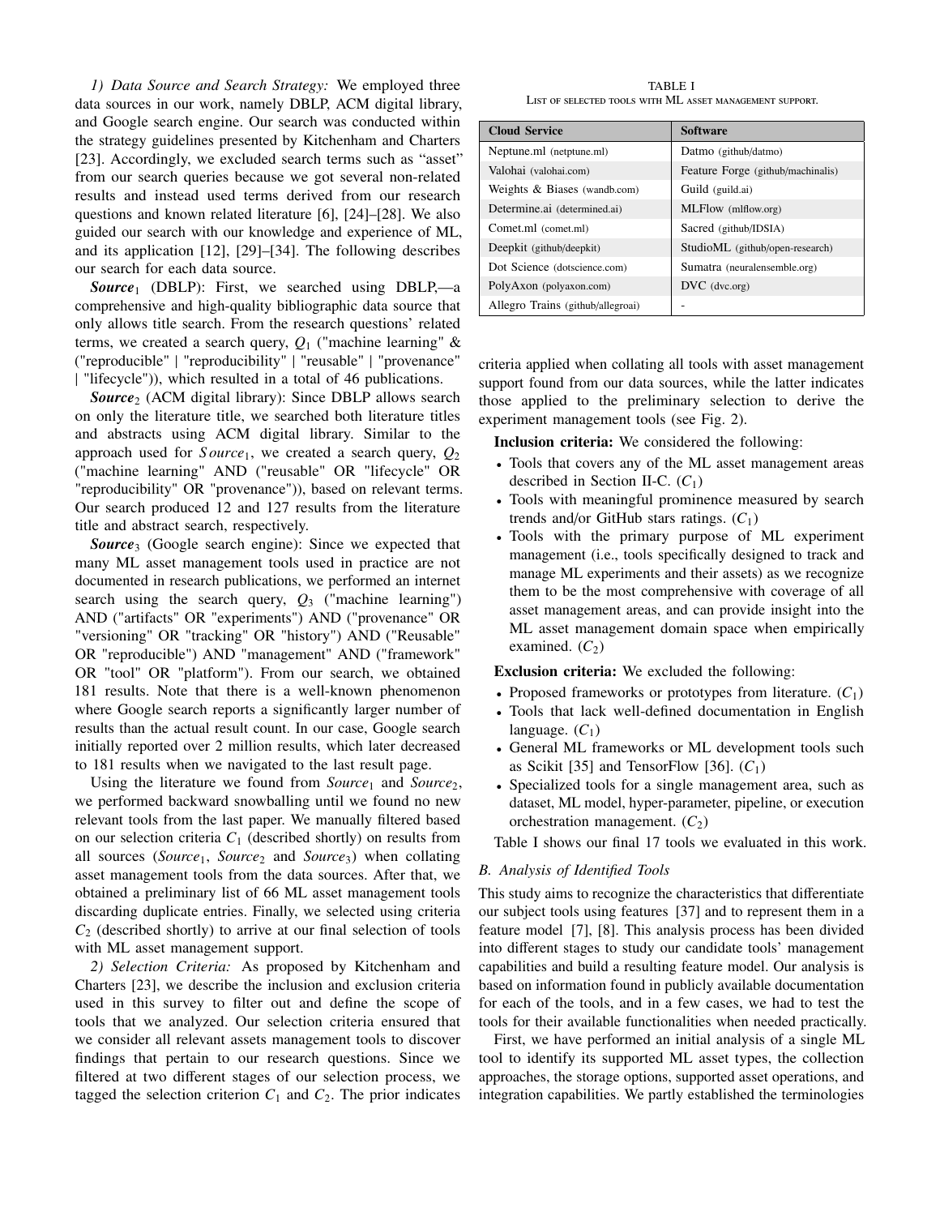*1) Data Source and Search Strategy:* We employed three data sources in our work, namely DBLP, ACM digital library, and Google search engine. Our search was conducted within the strategy guidelines presented by Kitchenham and Charters [23]. Accordingly, we excluded search terms such as "asset" from our search queries because we got several non-related results and instead used terms derived from our research questions and known related literature [6], [24]–[28]. We also guided our search with our knowledge and experience of ML, and its application [12], [29]–[34]. The following describes our search for each data source.

***Source*$_1$** (DBLP): First, we searched using DBLP,—a comprehensive and high-quality bibliographic data source that only allows title search. From the research questions' related terms, we created a search query, $Q_1$ ("machine learning" & ("reproducible" | "reproducibility" | "reusable" | "provenance" | "lifecycle")), which resulted in a total of 46 publications.

***Source*$_2$** (ACM digital library): Since DBLP allows search on only the literature title, we searched both literature titles and abstracts using ACM digital library. Similar to the approach used for $Source_1$, we created a search query, $Q_2$ ("machine learning" AND ("reusable" OR "lifecycle" OR "reproducibility" OR "provenance")), based on relevant terms. Our search produced 12 and 127 results from the literature title and abstract search, respectively.

***Source*$_3$** (Google search engine): Since we expected that many ML asset management tools used in practice are not documented in research publications, we performed an internet search using the search query, $Q_3$ ("machine learning") AND ("artifacts" OR "experiments") AND ("provenance" OR "versioning" OR "tracking" OR "history") AND ("Reusable" OR "reproducible") AND "management" AND ("framework" OR "tool" OR "platform"). From our search, we obtained 181 results. Note that there is a well-known phenomenon where Google search reports a significantly larger number of results than the actual result count. In our case, Google search initially reported over 2 million results, which later decreased to 181 results when we navigated to the last result page.

Using the literature we found from *Source*$_1$ and *Source*$_2$, we performed backward snowballing until we found no new relevant tools from the last paper. We manually filtered based on our selection criteria $C_1$ (described shortly) on results from all sources (*Source*$_1$, *Source*$_2$ and *Source*$_3$) when collating asset management tools from the data sources. After that, we obtained a preliminary list of 66 ML asset management tools discarding duplicate entries. Finally, we selected using criteria $C_2$ (described shortly) to arrive at our final selection of tools with ML asset management support.

*2) Selection Criteria:* As proposed by Kitchenham and Charters [23], we describe the inclusion and exclusion criteria used in this survey to filter out and define the scope of tools that we analyzed. Our selection criteria ensured that we consider all relevant assets management tools to discover findings that pertain to our research questions. Since we filtered at two different stages of our selection process, we tagged the selection criterion $C_1$ and $C_2$. The prior indicates criteria applied when collating all tools with asset management support found from our data sources, while the latter indicates those applied to the preliminary selection to derive the experiment management tools (see Fig. 2).

TABLE I
LIST OF SELECTED TOOLS WITH ML ASSET MANAGEMENT SUPPORT.

| Cloud Service | Software |
|---|---|
| Neptune.ml (netptune.ml) | Datmo (github/datmo) |
| Valohai (valohai.com) | Feature Forge (github/machinalis) |
| Weights & Biases (wandb.com) | Guild (guild.ai) |
| Determine.ai (determined.ai) | MLFlow (mlflow.org) |
| Comet.ml (comet.ml) | Sacred (github/IDSIA) |
| Deepkit (github/deepkit) | StudioML (github/open-research) |
| Dot Science (dotscience.com) | Sumatra (neuralensemble.org) |
| PolyAxon (polyaxon.com) | DVC (dvc.org) |
| Allegro Trains (github/allegroai) | - |

**Inclusion criteria:** We considered the following:

- Tools that covers any of the ML asset management areas described in Section II-C. ($C_1$)
- Tools with meaningful prominence measured by search trends and/or GitHub stars ratings. ($C_1$)
- Tools with the primary purpose of ML experiment management (i.e., tools specifically designed to track and manage ML experiments and their assets) as we recognize them to be the most comprehensive with coverage of all asset management areas, and can provide insight into the ML asset management domain space when empirically examined. ($C_2$)

**Exclusion criteria:** We excluded the following:

- Proposed frameworks or prototypes from literature. ($C_1$)
- Tools that lack well-defined documentation in English language. ($C_1$)
- General ML frameworks or ML development tools such as Scikit [35] and TensorFlow [36]. ($C_1$)
- Specialized tools for a single management area, such as dataset, ML model, hyper-parameter, pipeline, or execution orchestration management. ($C_2$)

Table I shows our final 17 tools we evaluated in this work.

### *B. Analysis of Identified Tools*

This study aims to recognize the characteristics that differentiate our subject tools using features [37] and to represent them in a feature model [7], [8]. This analysis process has been divided into different stages to study our candidate tools' management capabilities and build a resulting feature model. Our analysis is based on information found in publicly available documentation for each of the tools, and in a few cases, we had to test the tools for their available functionalities when needed practically.

First, we have performed an initial analysis of a single ML tool to identify its supported ML asset types, the collection approaches, the storage options, supported asset operations, and integration capabilities. We partly established the terminologies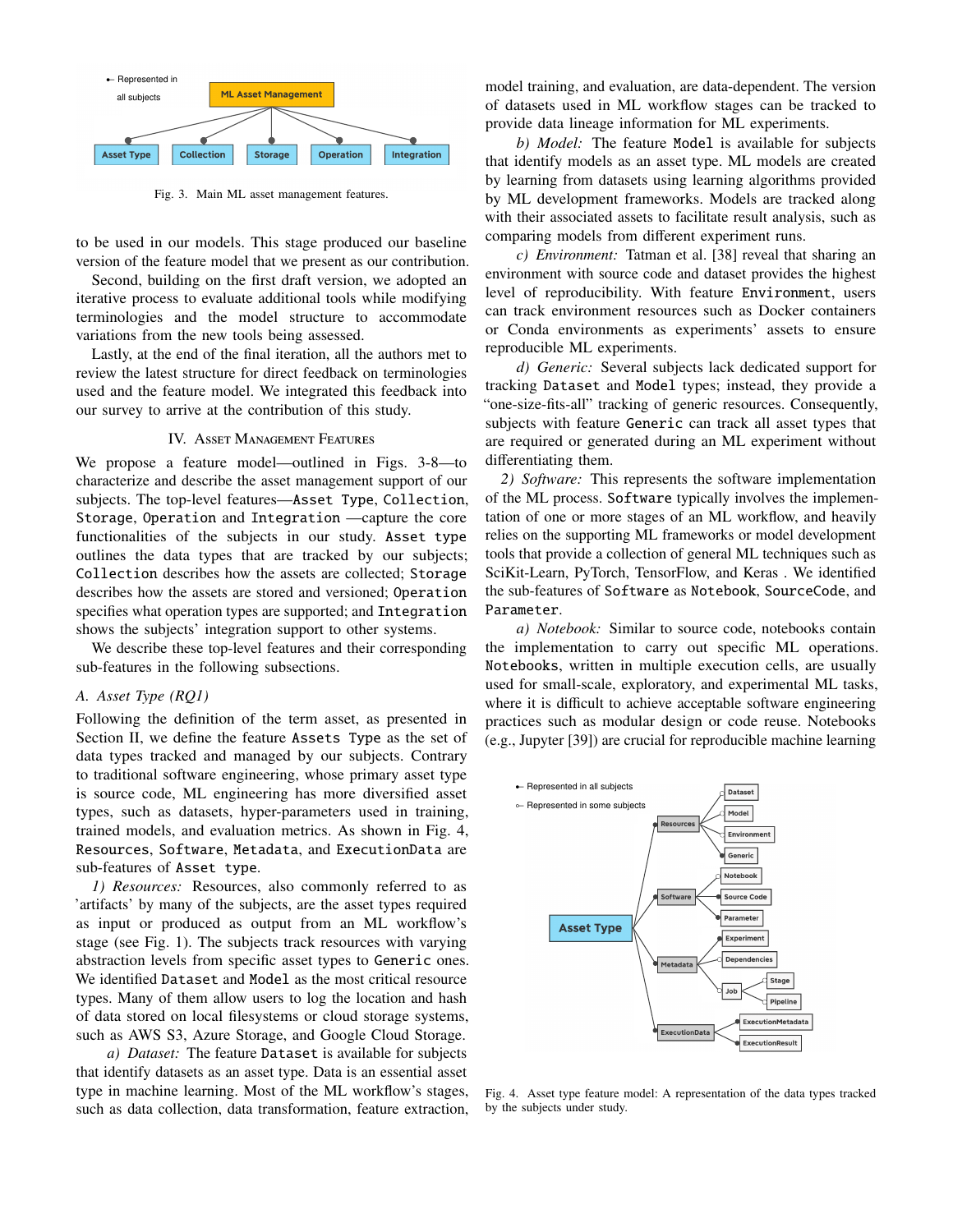Fig. 3. Main ML asset management features.

to be used in our models. This stage produced our baseline version of the feature model that we present as our contribution.

Second, building on the first draft version, we adopted an iterative process to evaluate additional tools while modifying terminologies and the model structure to accommodate variations from the new tools being assessed.

Lastly, at the end of the final iteration, all the authors met to review the latest structure for direct feedback on terminologies used and the feature model. We integrated this feedback into our survey to arrive at the contribution of this study.

## IV. Asset Management Features

We propose a feature model—outlined in Figs. 3-8—to characterize and describe the asset management support of our subjects. The top-level features—`Asset Type`, `Collection`, `Storage`, `Operation` and `Integration` —capture the core functionalities of the subjects in our study. `Asset type` outlines the data types that are tracked by our subjects; `Collection` describes how the assets are collected; `Storage` describes how the assets are stored and versioned; `Operation` specifies what operation types are supported; and `Integration` shows the subjects' integration support to other systems.

We describe these top-level features and their corresponding sub-features in the following subsections.

### A. Asset Type (RQ1)

Following the definition of the term asset, as presented in Section II, we define the feature `Assets Type` as the set of data types tracked and managed by our subjects. Contrary to traditional software engineering, whose primary asset type is source code, ML engineering has more diversified asset types, such as datasets, hyper-parameters used in training, trained models, and evaluation metrics. As shown in Fig. 4, `Resources`, `Software`, `Metadata`, and `ExecutionData` are sub-features of `Asset type`.

*1) Resources:* Resources, also commonly referred to as 'artifacts' by many of the subjects, are the asset types required as input or produced as output from an ML workflow's stage (see Fig. 1). The subjects track resources with varying abstraction levels from specific asset types to `Generic` ones. We identified `Dataset` and `Model` as the most critical resource types. Many of them allow users to log the location and hash of data stored on local filesystems or cloud storage systems, such as AWS S3, Azure Storage, and Google Cloud Storage.

*a) Dataset:* The feature `Dataset` is available for subjects that identify datasets as an asset type. Data is an essential asset type in machine learning. Most of the ML workflow's stages, such as data collection, data transformation, feature extraction, model training, and evaluation, are data-dependent. The version of datasets used in ML workflow stages can be tracked to provide data lineage information for ML experiments.

*b) Model:* The feature `Model` is available for subjects that identify models as an asset type. ML models are created by learning from datasets using learning algorithms provided by ML development frameworks. Models are tracked along with their associated assets to facilitate result analysis, such as comparing models from different experiment runs.

*c) Environment:* Tatman et al. [38] reveal that sharing an environment with source code and dataset provides the highest level of reproducibility. With feature `Environment`, users can track environment resources such as Docker containers or Conda environments as experiments' assets to ensure reproducible ML experiments.

*d) Generic:* Several subjects lack dedicated support for tracking `Dataset` and `Model` types; instead, they provide a "one-size-fits-all" tracking of generic resources. Consequently, subjects with feature `Generic` can track all asset types that are required or generated during an ML experiment without differentiating them.

*2) Software:* This represents the software implementation of the ML process. `Software` typically involves the implementation of one or more stages of an ML workflow, and heavily relies on the supporting ML frameworks or model development tools that provide a collection of general ML techniques such as SciKit-Learn, PyTorch, TensorFlow, and Keras . We identified the sub-features of `Software` as `Notebook`, `SourceCode`, and `Parameter`.

*a) Notebook:* Similar to source code, notebooks contain the implementation to carry out specific ML operations. `Notebooks`, written in multiple execution cells, are usually used for small-scale, exploratory, and experimental ML tasks, where it is difficult to achieve acceptable software engineering practices such as modular design or code reuse. Notebooks (e.g., Jupyter [39]) are crucial for reproducible machine learning

Fig. 4. Asset type feature model: A representation of the data types tracked by the subjects under study.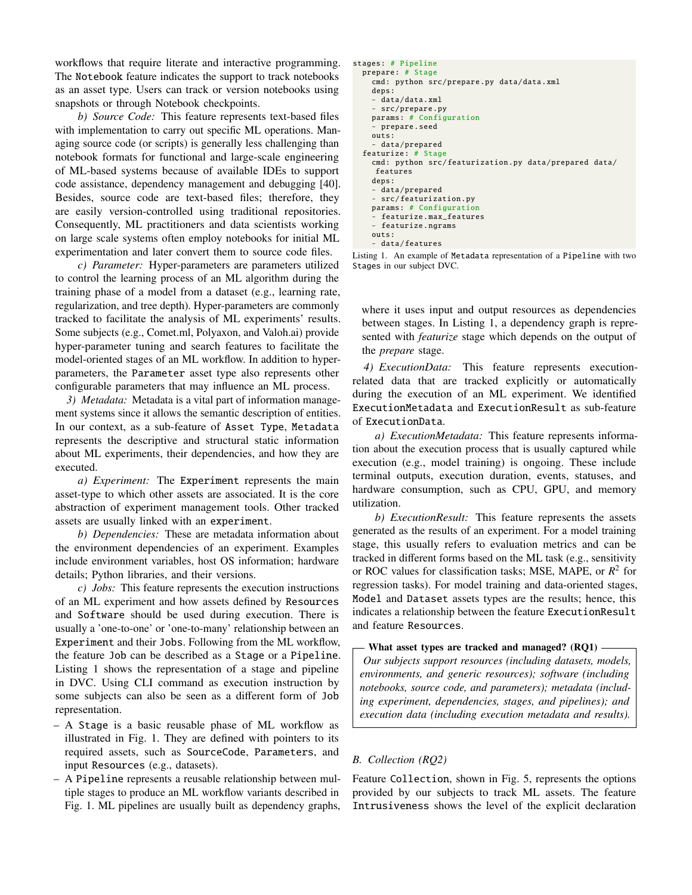workflows that require literate and interactive programming. The `Notebook` feature indicates the support to track notebooks as an asset type. Users can track or version notebooks using snapshots or through Notebook checkpoints.

*b) Source Code:* This feature represents text-based files with implementation to carry out specific ML operations. Managing source code (or scripts) is generally less challenging than notebook formats for functional and large-scale engineering of ML-based systems because of available IDEs to support code assistance, dependency management and debugging [40]. Besides, source code are text-based files; therefore, they are easily version-controlled using traditional repositories. Consequently, ML practitioners and data scientists working on large scale systems often employ notebooks for initial ML experimentation and later convert them to source code files.

*c) Parameter:* Hyper-parameters are parameters utilized to control the learning process of an ML algorithm during the training phase of a model from a dataset (e.g., learning rate, regularization, and tree depth). Hyper-parameters are commonly tracked to facilitate the analysis of ML experiments' results. Some subjects (e.g., Comet.ml, Polyaxon, and Valoh.ai) provide hyper-parameter tuning and search features to facilitate the model-oriented stages of an ML workflow. In addition to hyper-parameters, the `Parameter` asset type also represents other configurable parameters that may influence an ML process.

*3) Metadata:* Metadata is a vital part of information management systems since it allows the semantic description of entities. In our context, as a sub-feature of `Asset Type`, `Metadata` represents the descriptive and structural static information about ML experiments, their dependencies, and how they are executed.

*a) Experiment:* The `Experiment` represents the main asset-type to which other assets are associated. It is the core abstraction of experiment management tools. Other tracked assets are usually linked with an `experiment`.

*b) Dependencies:* These are metadata information about the environment dependencies of an experiment. Examples include environment variables, host OS information; hardware details; Python libraries, and their versions.

*c) Jobs:* This feature represents the execution instructions of an ML experiment and how assets defined by `Resources` and `Software` should be used during execution. There is usually a 'one-to-one' or 'one-to-many' relationship between an `Experiment` and their `Jobs`. Following from the ML workflow, the feature `Job` can be described as a `Stage` or a `Pipeline`. Listing 1 shows the representation of a stage and pipeline in DVC. Using CLI command as execution instruction by some subjects can also be seen as a different form of `Job` representation.

- A `Stage` is a basic reusable phase of ML workflow as illustrated in Fig. 1. They are defined with pointers to its required assets, such as `SourceCode`, `Parameters`, and input `Resources` (e.g., datasets).
- A `Pipeline` represents a reusable relationship between multiple stages to produce an ML workflow variants described in Fig. 1. ML pipelines are usually built as dependency graphs, where it uses input and output resources as dependencies between stages. In Listing 1, a dependency graph is represented with *featurize* stage which depends on the output of the *prepare* stage.

```
stages: # Pipeline
  prepare: # Stage
    cmd: python src/prepare.py data/data.xml
    deps:
    - data/data.xml
    - src/prepare.py
    params: # Configuration
    - prepare.seed
    outs:
    - data/prepared
  featurize: # Stage
    cmd: python src/featurization.py data/prepared data/
     features
    deps:
    - data/prepared
    - src/featurization.py
    params: # Configuration
    - featurize.max_features
    - featurize.ngrams
    outs:
    - data/features
```

Listing 1. An example of `Metadata` representation of a `Pipeline` with two `Stages` in our subject DVC.

*4) ExecutionData:* This feature represents execution-related data that are tracked explicitly or automatically during the execution of an ML experiment. We identified `ExecutionMetadata` and `ExecutionResult` as sub-feature of `ExecutionData`.

*a) ExecutionMetadata:* This feature represents information about the execution process that is usually captured while execution (e.g., model training) is ongoing. These include terminal outputs, execution duration, events, statuses, and hardware consumption, such as CPU, GPU, and memory utilization.

*b) ExecutionResult:* This feature represents the assets generated as the results of an experiment. For a model training stage, this usually refers to evaluation metrics and can be tracked in different forms based on the ML task (e.g., sensitivity or ROC values for classification tasks; MSE, MAPE, or $R^2$ for regression tasks). For model training and data-oriented stages, `Model` and `Dataset` assets types are the results; hence, this indicates a relationship between the feature `ExecutionResult` and feature `Resources`.

**What asset types are tracked and managed? (RQ1)**

*Our subjects support resources (including datasets, models, environments, and generic resources); software (including notebooks, source code, and parameters); metadata (including experiment, dependencies, stages, and pipelines); and execution data (including execution metadata and results).*

### B. Collection (RQ2)

Feature `Collection`, shown in Fig. 5, represents the options provided by our subjects to track ML assets. The feature `Intrusiveness` shows the level of the explicit declaration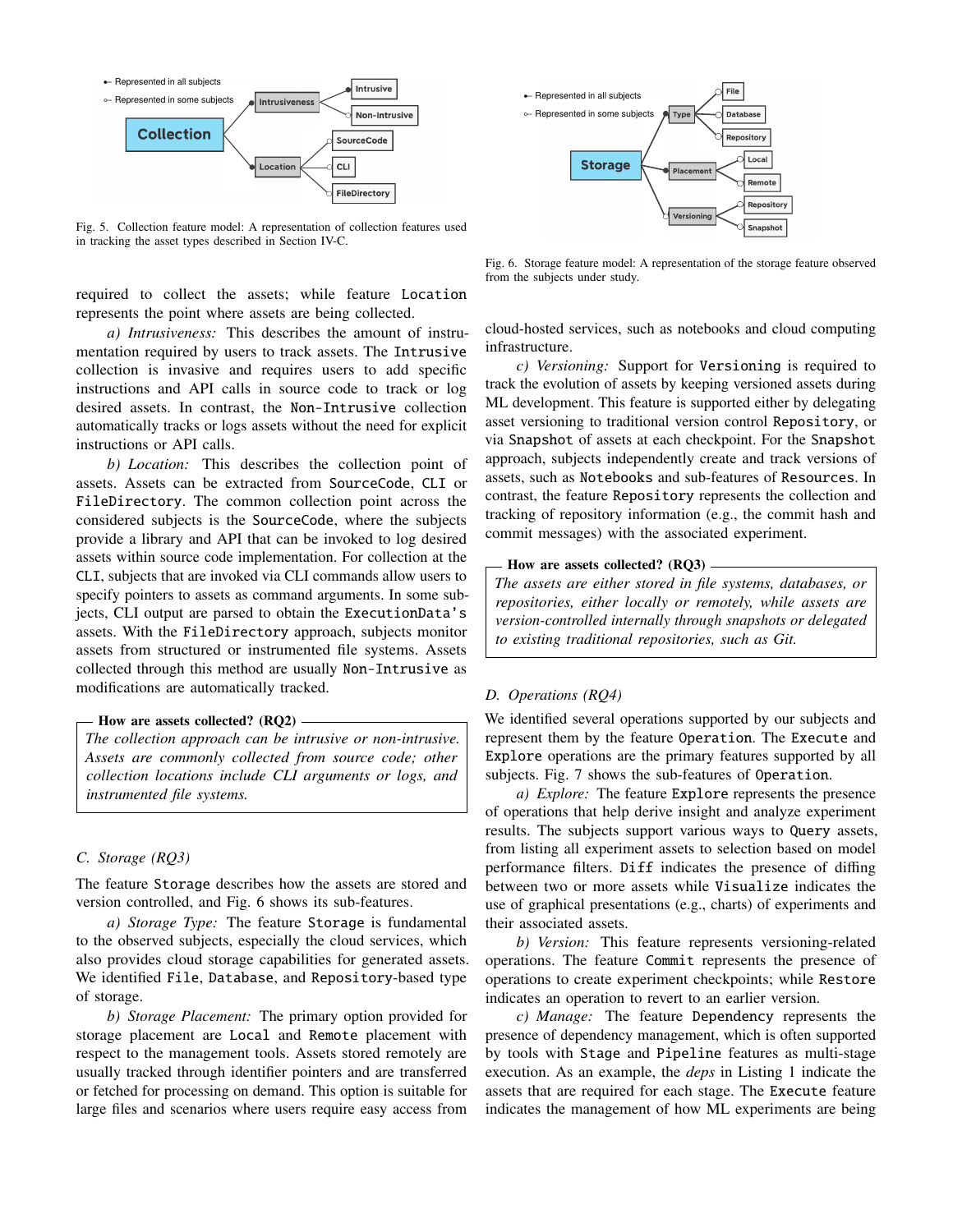Fig. 5. Collection feature model: A representation of collection features used in tracking the asset types described in Section IV-C.

required to collect the assets; while feature Location represents the point where assets are being collected.

*a) Intrusiveness:* This describes the amount of instrumentation required by users to track assets. The Intrusive collection is invasive and requires users to add specific instructions and API calls in source code to track or log desired assets. In contrast, the Non-Intrusive collection automatically tracks or logs assets without the need for explicit instructions or API calls.

*b) Location:* This describes the collection point of assets. Assets can be extracted from SourceCode, CLI or FileDirectory. The common collection point across the considered subjects is the SourceCode, where the subjects provide a library and API that can be invoked to log desired assets within source code implementation. For collection at the CLI, subjects that are invoked via CLI commands allow users to specify pointers to assets as command arguments. In some subjects, CLI output are parsed to obtain the ExecutionData's assets. With the FileDirectory approach, subjects monitor assets from structured or instrumented file systems. Assets collected through this method are usually Non-Intrusive as modifications are automatically tracked.

**How are assets collected? (RQ2)**

*The collection approach can be intrusive or non-intrusive. Assets are commonly collected from source code; other collection locations include CLI arguments or logs, and instrumented file systems.*

## C. Storage (RQ3)

The feature Storage describes how the assets are stored and version controlled, and Fig. 6 shows its sub-features.

*a) Storage Type:* The feature Storage is fundamental to the observed subjects, especially the cloud services, which also provides cloud storage capabilities for generated assets. We identified File, Database, and Repository-based type of storage.

*b) Storage Placement:* The primary option provided for storage placement are Local and Remote placement with respect to the management tools. Assets stored remotely are usually tracked through identifier pointers and are transferred or fetched for processing on demand. This option is suitable for large files and scenarios where users require easy access from

Fig. 6. Storage feature model: A representation of the storage feature observed from the subjects under study.

cloud-hosted services, such as notebooks and cloud computing infrastructure.

*c) Versioning:* Support for Versioning is required to track the evolution of assets by keeping versioned assets during ML development. This feature is supported either by delegating asset versioning to traditional version control Repository, or via Snapshot of assets at each checkpoint. For the Snapshot approach, subjects independently create and track versions of assets, such as Notebooks and sub-features of Resources. In contrast, the feature Repository represents the collection and tracking of repository information (e.g., the commit hash and commit messages) with the associated experiment.

**How are assets collected? (RQ3)**

*The assets are either stored in file systems, databases, or repositories, either locally or remotely, while assets are version-controlled internally through snapshots or delegated to existing traditional repositories, such as Git.*

## D. Operations (RQ4)

We identified several operations supported by our subjects and represent them by the feature Operation. The Execute and Explore operations are the primary features supported by all subjects. Fig. 7 shows the sub-features of Operation.

*a) Explore:* The feature Explore represents the presence of operations that help derive insight and analyze experiment results. The subjects support various ways to Query assets, from listing all experiment assets to selection based on model performance filters. Diff indicates the presence of diffing between two or more assets while Visualize indicates the use of graphical presentations (e.g., charts) of experiments and their associated assets.

*b) Version:* This feature represents versioning-related operations. The feature Commit represents the presence of operations to create experiment checkpoints; while Restore indicates an operation to revert to an earlier version.

*c) Manage:* The feature Dependency represents the presence of dependency management, which is often supported by tools with Stage and Pipeline features as multi-stage execution. As an example, the *deps* in Listing 1 indicate the assets that are required for each stage. The Execute feature indicates the management of how ML experiments are being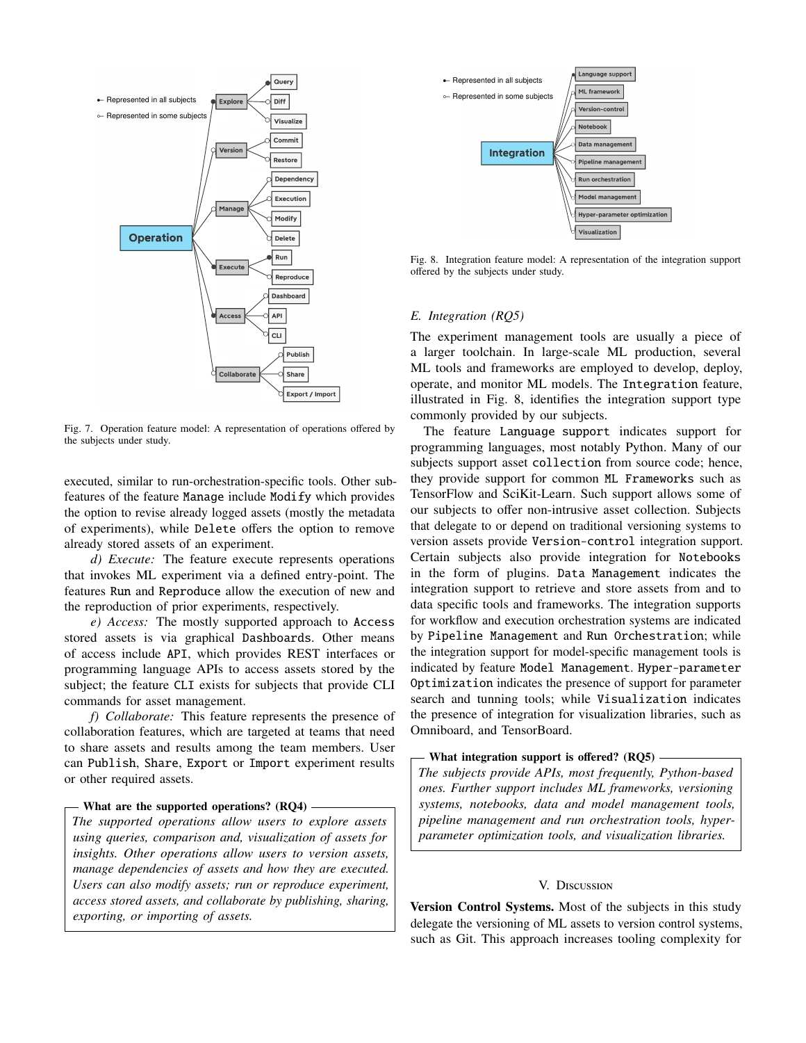Fig. 7. Operation feature model: A representation of operations offered by the subjects under study.

executed, similar to run-orchestration-specific tools. Other sub-features of the feature Manage include Modify which provides the option to revise already logged assets (mostly the metadata of experiments), while Delete offers the option to remove already stored assets of an experiment.

*d) Execute:* The feature execute represents operations that invokes ML experiment via a defined entry-point. The features Run and Reproduce allow the execution of new and the reproduction of prior experiments, respectively.

*e) Access:* The mostly supported approach to Access stored assets is via graphical Dashboards. Other means of access include API, which provides REST interfaces or programming language APIs to access assets stored by the subject; the feature CLI exists for subjects that provide CLI commands for asset management.

*f) Collaborate:* This feature represents the presence of collaboration features, which are targeted at teams that need to share assets and results among the team members. User can Publish, Share, Export or Import experiment results or other required assets.

**What are the supported operations? (RQ4)**

*The supported operations allow users to explore assets using queries, comparison and, visualization of assets for insights. Other operations allow users to version assets, manage dependencies of assets and how they are executed. Users can also modify assets; run or reproduce experiment, access stored assets, and collaborate by publishing, sharing, exporting, or importing of assets.*

Fig. 8. Integration feature model: A representation of the integration support offered by the subjects under study.

### E. Integration (RQ5)

The experiment management tools are usually a piece of a larger toolchain. In large-scale ML production, several ML tools and frameworks are employed to develop, deploy, operate, and monitor ML models. The Integration feature, illustrated in Fig. 8, identifies the integration support type commonly provided by our subjects.

The feature Language support indicates support for programming languages, most notably Python. Many of our subjects support asset collection from source code; hence, they provide support for common ML Frameworks such as TensorFlow and SciKit-Learn. Such support allows some of our subjects to offer non-intrusive asset collection. Subjects that delegate to or depend on traditional versioning systems to version assets provide Version-control integration support. Certain subjects also provide integration for Notebooks in the form of plugins. Data Management indicates the integration support to retrieve and store assets from and to data specific tools and frameworks. The integration supports for workflow and execution orchestration systems are indicated by Pipeline Management and Run Orchestration; while the integration support for model-specific management tools is indicated by feature Model Management. Hyper-parameter Optimization indicates the presence of support for parameter search and tunning tools; while Visualization indicates the presence of integration for visualization libraries, such as Omniboard, and TensorBoard.

**What integration support is offered? (RQ5)**

*The subjects provide APIs, most frequently, Python-based ones. Further support includes ML frameworks, versioning systems, notebooks, data and model management tools, pipeline management and run orchestration tools, hyper-parameter optimization tools, and visualization libraries.*

## V. Discussion

**Version Control Systems.** Most of the subjects in this study delegate the versioning of ML assets to version control systems, such as Git. This approach increases tooling complexity for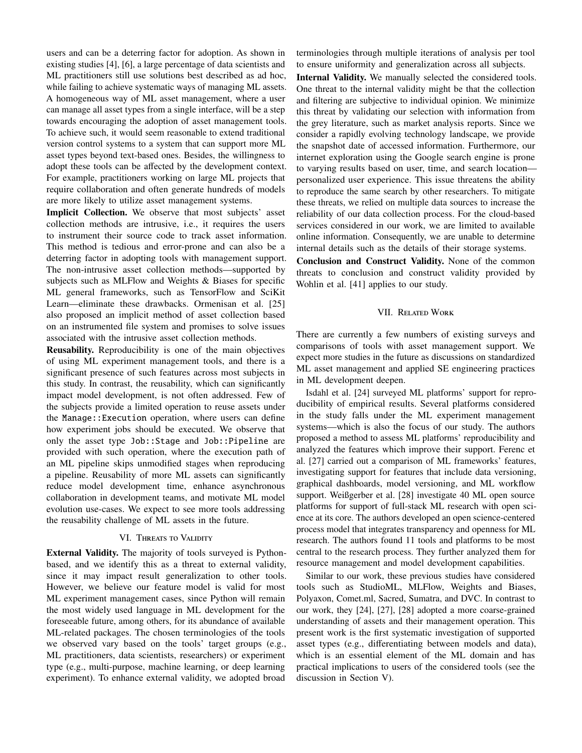users and can be a deterring factor for adoption. As shown in existing studies [4], [6], a large percentage of data scientists and ML practitioners still use solutions best described as ad hoc, while failing to achieve systematic ways of managing ML assets. A homogeneous way of ML asset management, where a user can manage all asset types from a single interface, will be a step towards encouraging the adoption of asset management tools. To achieve such, it would seem reasonable to extend traditional version control systems to a system that can support more ML asset types beyond text-based ones. Besides, the willingness to adopt these tools can be affected by the development context. For example, practitioners working on large ML projects that require collaboration and often generate hundreds of models are more likely to utilize asset management systems.

**Implicit Collection.** We observe that most subjects' asset collection methods are intrusive, i.e., it requires the users to instrument their source code to track asset information. This method is tedious and error-prone and can also be a deterring factor in adopting tools with management support. The non-intrusive asset collection methods—supported by subjects such as MLFlow and Weights & Biases for specific ML general frameworks, such as TensorFlow and SciKit Learn—eliminate these drawbacks. Ormenisan et al. [25] also proposed an implicit method of asset collection based on an instrumented file system and promises to solve issues associated with the intrusive asset collection methods.

**Reusability.** Reproducibility is one of the main objectives of using ML experiment management tools, and there is a significant presence of such features across most subjects in this study. In contrast, the reusability, which can significantly impact model development, is not often addressed. Few of the subjects provide a limited operation to reuse assets under the `Manage::Execution` operation, where users can define how experiment jobs should be executed. We observe that only the asset type `Job::Stage` and `Job::Pipeline` are provided with such operation, where the execution path of an ML pipeline skips unmodified stages when reproducing a pipeline. Reusability of more ML assets can significantly reduce model development time, enhance asynchronous collaboration in development teams, and motivate ML model evolution use-cases. We expect to see more tools addressing the reusability challenge of ML assets in the future.

## VI. Threats to Validity

**External Validity.** The majority of tools surveyed is Python-based, and we identify this as a threat to external validity, since it may impact result generalization to other tools. However, we believe our feature model is valid for most ML experiment management cases, since Python will remain the most widely used language in ML development for the foreseeable future, among others, for its abundance of available ML-related packages. The chosen terminologies of the tools we observed vary based on the tools' target groups (e.g., ML practitioners, data scientists, researchers) or experiment type (e.g., multi-purpose, machine learning, or deep learning experiment). To enhance external validity, we adopted broad terminologies through multiple iterations of analysis per tool to ensure uniformity and generalization across all subjects.

**Internal Validity.** We manually selected the considered tools. One threat to the internal validity might be that the collection and filtering are subjective to individual opinion. We minimize this threat by validating our selection with information from the grey literature, such as market analysis reports. Since we consider a rapidly evolving technology landscape, we provide the snapshot date of accessed information. Furthermore, our internet exploration using the Google search engine is prone to varying results based on user, time, and search location—personalized user experience. This issue threatens the ability to reproduce the same search by other researchers. To mitigate these threats, we relied on multiple data sources to increase the reliability of our data collection process. For the cloud-based services considered in our work, we are limited to available online information. Consequently, we are unable to determine internal details such as the details of their storage systems.

**Conclusion and Construct Validity.** None of the common threats to conclusion and construct validity provided by Wohlin et al. [41] applies to our study.

## VII. Related Work

There are currently a few numbers of existing surveys and comparisons of tools with asset management support. We expect more studies in the future as discussions on standardized ML asset management and applied SE engineering practices in ML development deepen.

Isdahl et al. [24] surveyed ML platforms' support for reproducibility of empirical results. Several platforms considered in the study falls under the ML experiment management systems—which is also the focus of our study. The authors proposed a method to assess ML platforms' reproducibility and analyzed the features which improve their support. Ferenc et al. [27] carried out a comparison of ML frameworks' features, investigating support for features that include data versioning, graphical dashboards, model versioning, and ML workflow support. Weißgerber et al. [28] investigate 40 ML open source platforms for support of full-stack ML research with open science at its core. The authors developed an open science-centered process model that integrates transparency and openness for ML research. The authors found 11 tools and platforms to be most central to the research process. They further analyzed them for resource management and model development capabilities.

Similar to our work, these previous studies have considered tools such as StudioML, MLFlow, Weights and Biases, Polyaxon, Comet.ml, Sacred, Sumatra, and DVC. In contrast to our work, they [24], [27], [28] adopted a more coarse-grained understanding of assets and their management operation. This present work is the first systematic investigation of supported asset types (e.g., differentiating between models and data), which is an essential element of the ML domain and has practical implications to users of the considered tools (see the discussion in Section V).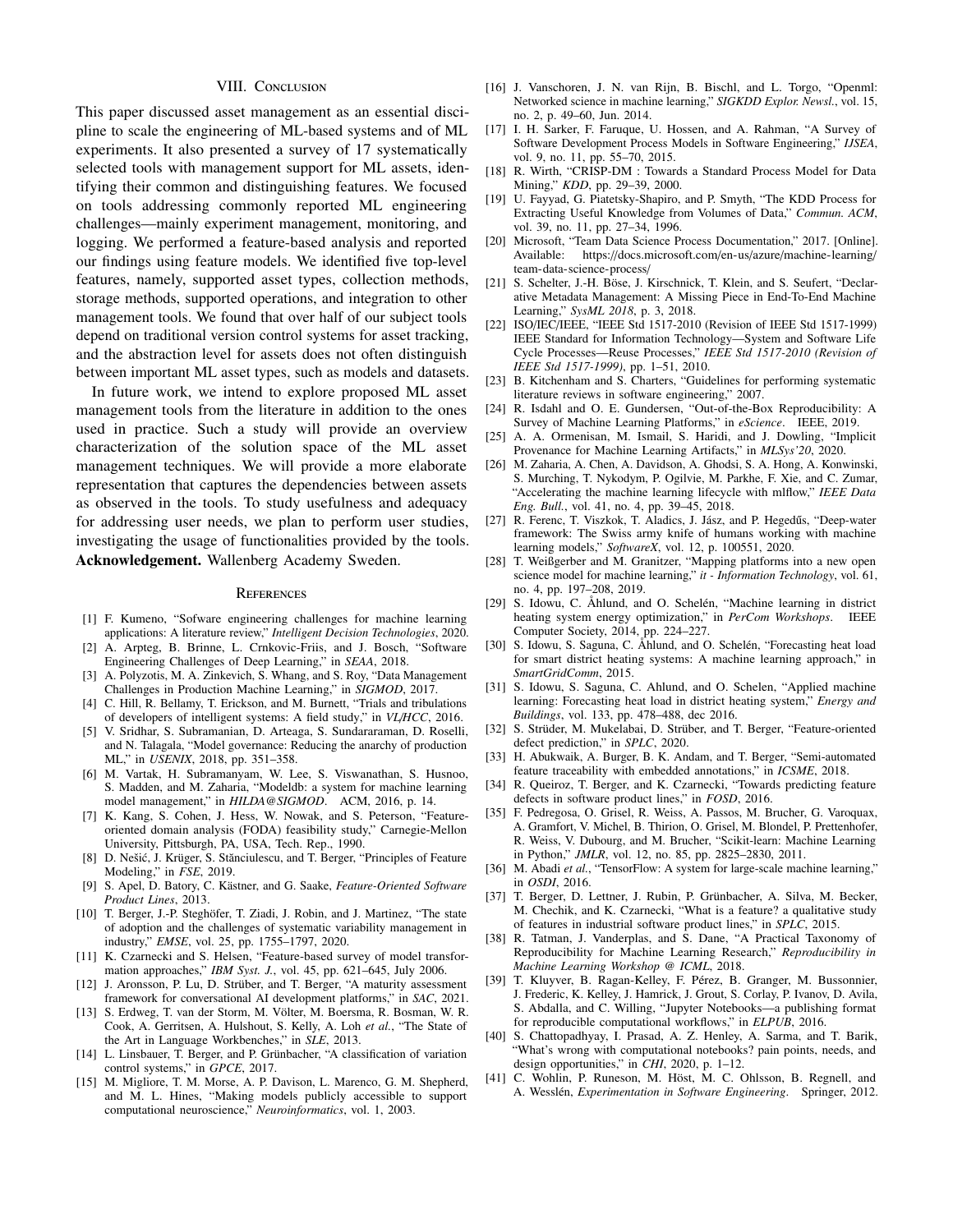## VIII. Conclusion

This paper discussed asset management as an essential discipline to scale the engineering of ML-based systems and of ML experiments. It also presented a survey of 17 systematically selected tools with management support for ML assets, identifying their common and distinguishing features. We focused on tools addressing commonly reported ML engineering challenges—mainly experiment management, monitoring, and logging. We performed a feature-based analysis and reported our findings using feature models. We identified five top-level features, namely, supported asset types, collection methods, storage methods, supported operations, and integration to other management tools. We found that over half of our subject tools depend on traditional version control systems for asset tracking, and the abstraction level for assets does not often distinguish between important ML asset types, such as models and datasets.

In future work, we intend to explore proposed ML asset management tools from the literature in addition to the ones used in practice. Such a study will provide an overview characterization of the solution space of the ML asset management techniques. We will provide a more elaborate representation that captures the dependencies between assets as observed in the tools. To study usefulness and adequacy for addressing user needs, we plan to perform user studies, investigating the usage of functionalities provided by the tools.

**Acknowledgement.** Wallenberg Academy Sweden.

## References

[1] F. Kumeno, "Sofware engineering challenges for machine learning applications: A literature review," *Intelligent Decision Technologies*, 2020.

[2] A. Arpteg, B. Brinne, L. Crnkovic-Friis, and J. Bosch, "Software Engineering Challenges of Deep Learning," in *SEAA*, 2018.

[3] A. Polyzotis, M. A. Zinkevich, S. Whang, and S. Roy, "Data Management Challenges in Production Machine Learning," in *SIGMOD*, 2017.

[4] C. Hill, R. Bellamy, T. Erickson, and M. Burnett, "Trials and tribulations of developers of intelligent systems: A field study," in *VL/HCC*, 2016.

[5] V. Sridhar, S. Subramanian, D. Arteaga, S. Sundararaman, D. Roselli, and N. Talagala, "Model governance: Reducing the anarchy of production ML," in *USENIX*, 2018, pp. 351–358.

[6] M. Vartak, H. Subramanyam, W. Lee, S. Viswanathan, S. Husnoo, S. Madden, and M. Zaharia, "Modeldb: a system for machine learning model management," in *HILDA@SIGMOD*. ACM, 2016, p. 14.

[7] K. Kang, S. Cohen, J. Hess, W. Nowak, and S. Peterson, "Feature-oriented domain analysis (FODA) feasibility study," Carnegie-Mellon University, Pittsburgh, PA, USA, Tech. Rep., 1990.

[8] D. Nešić, J. Krüger, S. Stănciulescu, and T. Berger, "Principles of Feature Modeling," in *FSE*, 2019.

[9] S. Apel, D. Batory, C. Kästner, and G. Saake, *Feature-Oriented Software Product Lines*, 2013.

[10] T. Berger, J.-P. Steghöfer, T. Ziadi, J. Robin, and J. Martinez, "The state of adoption and the challenges of systematic variability management in industry," *EMSE*, vol. 25, pp. 1755–1797, 2020.

[11] K. Czarnecki and S. Helsen, "Feature-based survey of model transformation approaches," *IBM Syst. J.*, vol. 45, pp. 621–645, July 2006.

[12] J. Aronsson, P. Lu, D. Strüber, and T. Berger, "A maturity assessment framework for conversational AI development platforms," in *SAC*, 2021.

[13] S. Erdweg, T. van der Storm, M. Völter, M. Boersma, R. Bosman, W. R. Cook, A. Gerritsen, A. Hulshout, S. Kelly, A. Loh *et al.*, "The State of the Art in Language Workbenches," in *SLE*, 2013.

[14] L. Linsbauer, T. Berger, and P. Grünbacher, "A classification of variation control systems," in *GPCE*, 2017.

[15] M. Migliore, T. M. Morse, A. P. Davison, L. Marenco, G. M. Shepherd, and M. L. Hines, "Making models publicly accessible to support computational neuroscience," *Neuroinformatics*, vol. 1, 2003.

[16] J. Vanschoren, J. N. van Rijn, B. Bischl, and L. Torgo, "Openml: Networked science in machine learning," *SIGKDD Explor. Newsl.*, vol. 15, no. 2, p. 49–60, Jun. 2014.

[17] I. H. Sarker, F. Faruque, U. Hossen, and A. Rahman, "A Survey of Software Development Process Models in Software Engineering," *IJSEA*, vol. 9, no. 11, pp. 55–70, 2015.

[18] R. Wirth, "CRISP-DM : Towards a Standard Process Model for Data Mining," *KDD*, pp. 29–39, 2000.

[19] U. Fayyad, G. Piatetsky-Shapiro, and P. Smyth, "The KDD Process for Extracting Useful Knowledge from Volumes of Data," *Commun. ACM*, vol. 39, no. 11, pp. 27–34, 1996.

[20] Microsoft, "Team Data Science Process Documentation," 2017. [Online]. Available: https://docs.microsoft.com/en-us/azure/machine-learning/team-data-science-process/

[21] S. Schelter, J.-H. Böse, J. Kirschnick, T. Klein, and S. Seufert, "Declarative Metadata Management: A Missing Piece in End-To-End Machine Learning," *SysML 2018*, p. 3, 2018.

[22] ISO/IEC/IEEE, "IEEE Std 1517-2010 (Revision of IEEE Std 1517-1999) IEEE Standard for Information Technology—System and Software Life Cycle Processes—Reuse Processes," *IEEE Std 1517-2010 (Revision of IEEE Std 1517-1999)*, pp. 1–51, 2010.

[23] B. Kitchenham and S. Charters, "Guidelines for performing systematic literature reviews in software engineering," 2007.

[24] R. Isdahl and O. E. Gundersen, "Out-of-the-Box Reproducibility: A Survey of Machine Learning Platforms," in *eScience*. IEEE, 2019.

[25] A. A. Ormenisan, M. Ismail, S. Haridi, and J. Dowling, "Implicit Provenance for Machine Learning Artifacts," in *MLSys'20*, 2020.

[26] M. Zaharia, A. Chen, A. Davidson, A. Ghodsi, S. A. Hong, A. Konwinski, S. Murching, T. Nykodym, P. Ogilvie, M. Parkhe, F. Xie, and C. Zumar, "Accelerating the machine learning lifecycle with mlflow," *IEEE Data Eng. Bull.*, vol. 41, no. 4, pp. 39–45, 2018.

[27] R. Ferenc, T. Viszkok, T. Aladics, J. Jász, and P. Hegedűs, "Deep-water framework: The Swiss army knife of humans working with machine learning models," *SoftwareX*, vol. 12, p. 100551, 2020.

[28] T. Weißgerber and M. Granitzer, "Mapping platforms into a new open science model for machine learning," *it - Information Technology*, vol. 61, no. 4, pp. 197–208, 2019.

[29] S. Idowu, C. Åhlund, and O. Schelén, "Machine learning in district heating system energy optimization," in *PerCom Workshops*. IEEE Computer Society, 2014, pp. 224–227.

[30] S. Idowu, S. Saguna, C. Åhlund, and O. Schelén, "Forecasting heat load for smart district heating systems: A machine learning approach," in *SmartGridComm*, 2015.

[31] S. Idowu, S. Saguna, C. Ahlund, and O. Schelen, "Applied machine learning: Forecasting heat load in district heating system," *Energy and Buildings*, vol. 133, pp. 478–488, dec 2016.

[32] S. Strüder, M. Mukelabai, D. Strüber, and T. Berger, "Feature-oriented defect prediction," in *SPLC*, 2020.

[33] H. Abukwaik, A. Burger, B. K. Andam, and T. Berger, "Semi-automated feature traceability with embedded annotations," in *ICSME*, 2018.

[34] R. Queiroz, T. Berger, and K. Czarnecki, "Towards predicting feature defects in software product lines," in *FOSD*, 2016.

[35] F. Pedregosa, O. Grisel, R. Weiss, A. Passos, M. Brucher, G. Varoquax, A. Gramfort, V. Michel, B. Thirion, O. Grisel, M. Blondel, P. Prettenhofer, R. Weiss, V. Dubourg, and M. Brucher, "Scikit-learn: Machine Learning in Python," *JMLR*, vol. 12, no. 85, pp. 2825–2830, 2011.

[36] M. Abadi *et al.*, "TensorFlow: A system for large-scale machine learning," in *OSDI*, 2016.

[37] T. Berger, D. Lettner, J. Rubin, P. Grünbacher, A. Silva, M. Becker, M. Chechik, and K. Czarnecki, "What is a feature? a qualitative study of features in industrial software product lines," in *SPLC*, 2015.

[38] R. Tatman, J. Vanderplas, and S. Dane, "A Practical Taxonomy of Reproducibility for Machine Learning Research," *Reproducibility in Machine Learning Workshop @ ICML*, 2018.

[39] T. Kluyver, B. Ragan-Kelley, F. Pérez, B. Granger, M. Bussonnier, J. Frederic, K. Kelley, J. Hamrick, J. Grout, S. Corlay, P. Ivanov, D. Avila, S. Abdalla, and C. Willing, "Jupyter Notebooks—a publishing format for reproducible computational workflows," in *ELPUB*, 2016.

[40] S. Chattopadhyay, I. Prasad, A. Z. Henley, A. Sarma, and T. Barik, "What's wrong with computational notebooks? pain points, needs, and design opportunities," in *CHI*, 2020, p. 1–12.

[41] C. Wohlin, P. Runeson, M. Höst, M. C. Ohlsson, B. Regnell, and A. Wesslén, *Experimentation in Software Engineering*. Springer, 2012.